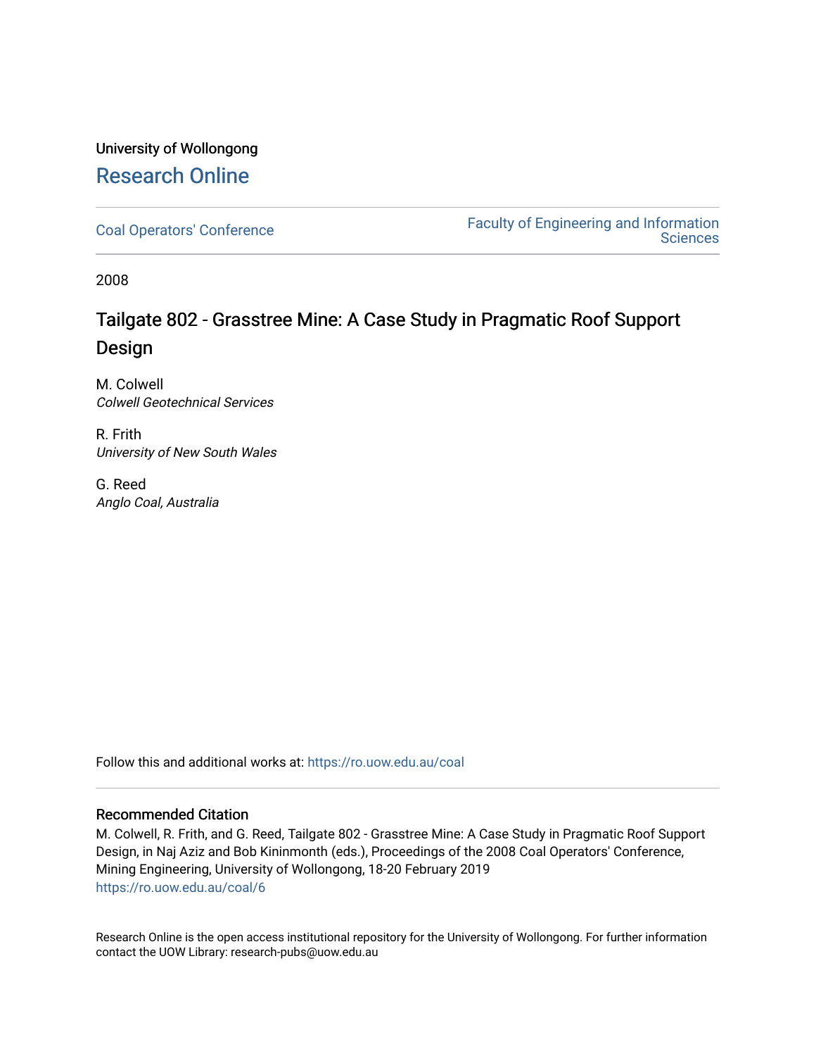University of Wollongong

# Research Online

Coal Operators' Conference

Faculty of Engineering and Information Sciences

2008

## Tailgate 802 - Grasstree Mine: A Case Study in Pragmatic Roof Support Design

M. Colwell
*Colwell Geotechnical Services*

R. Frith
*University of New South Wales*

G. Reed
*Anglo Coal, Australia*

Follow this and additional works at: https://ro.uow.edu.au/coal

### Recommended Citation

M. Colwell, R. Frith, and G. Reed, Tailgate 802 - Grasstree Mine: A Case Study in Pragmatic Roof Support Design, in Naj Aziz and Bob Kininmonth (eds.), Proceedings of the 2008 Coal Operators' Conference, Mining Engineering, University of Wollongong, 18-20 February 2019
https://ro.uow.edu.au/coal/6

Research Online is the open access institutional repository for the University of Wollongong. For further information contact the UOW Library: research-pubs@uow.edu.au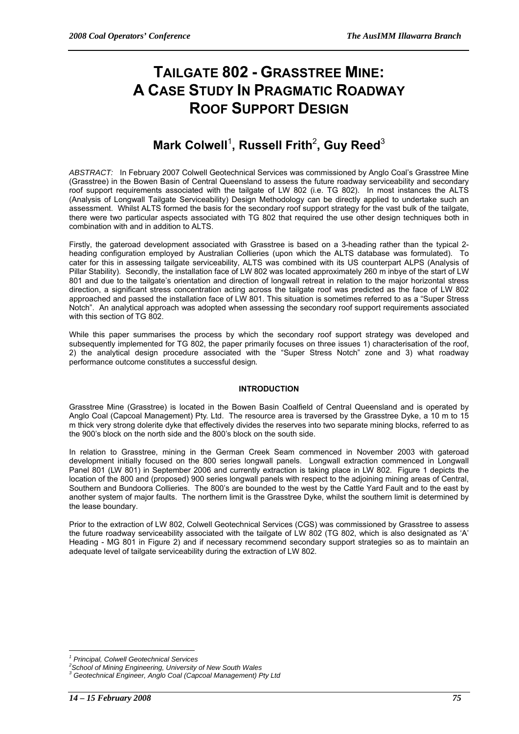# TAILGATE 802 - GRASSTREE MINE: A CASE STUDY IN PRAGMATIC ROADWAY ROOF SUPPORT DESIGN

## Mark Colwell[1], Russell Frith[2], Guy Reed[3]

*ABSTRACT:* In February 2007 Colwell Geotechnical Services was commissioned by Anglo Coal's Grasstree Mine (Grasstree) in the Bowen Basin of Central Queensland to assess the future roadway serviceability and secondary roof support requirements associated with the tailgate of LW 802 (i.e. TG 802). In most instances the ALTS (Analysis of Longwall Tailgate Serviceability) Design Methodology can be directly applied to undertake such an assessment. Whilst ALTS formed the basis for the secondary roof support strategy for the vast bulk of the tailgate, there were two particular aspects associated with TG 802 that required the use other design techniques both in combination with and in addition to ALTS.

Firstly, the gateroad development associated with Grasstree is based on a 3-heading rather than the typical 2-heading configuration employed by Australian Collieries (upon which the ALTS database was formulated). To cater for this in assessing tailgate serviceability, ALTS was combined with its US counterpart ALPS (Analysis of Pillar Stability). Secondly, the installation face of LW 802 was located approximately 260 m inbye of the start of LW 801 and due to the tailgate's orientation and direction of longwall retreat in relation to the major horizontal stress direction, a significant stress concentration acting across the tailgate roof was predicted as the face of LW 802 approached and passed the installation face of LW 801. This situation is sometimes referred to as a "Super Stress Notch". An analytical approach was adopted when assessing the secondary roof support requirements associated with this section of TG 802.

While this paper summarises the process by which the secondary roof support strategy was developed and subsequently implemented for TG 802, the paper primarily focuses on three issues 1) characterisation of the roof, 2) the analytical design procedure associated with the "Super Stress Notch" zone and 3) what roadway performance outcome constitutes a successful design*.*

### INTRODUCTION

Grasstree Mine (Grasstree) is located in the Bowen Basin Coalfield of Central Queensland and is operated by Anglo Coal (Capcoal Management) Pty. Ltd. The resource area is traversed by the Grasstree Dyke, a 10 m to 15 m thick very strong dolerite dyke that effectively divides the reserves into two separate mining blocks, referred to as the 900's block on the north side and the 800's block on the south side.

In relation to Grasstree, mining in the German Creek Seam commenced in November 2003 with gateroad development initially focused on the 800 series longwall panels. Longwall extraction commenced in Longwall Panel 801 (LW 801) in September 2006 and currently extraction is taking place in LW 802. Figure 1 depicts the location of the 800 and (proposed) 900 series longwall panels with respect to the adjoining mining areas of Central, Southern and Bundoora Collieries. The 800's are bounded to the west by the Cattle Yard Fault and to the east by another system of major faults. The northern limit is the Grasstree Dyke, whilst the southern limit is determined by the lease boundary.

Prior to the extraction of LW 802, Colwell Geotechnical Services (CGS) was commissioned by Grasstree to assess the future roadway serviceability associated with the tailgate of LW 802 (TG 802, which is also designated as 'A' Heading - MG 801 in Figure 2) and if necessary recommend secondary support strategies so as to maintain an adequate level of tailgate serviceability during the extraction of LW 802.

---

[1] *Principal, Colwell Geotechnical Services*

[2] *School of Mining Engineering, University of New South Wales*

[3] *Geotechnical Engineer, Anglo Coal (Capcoal Management) Pty Ltd*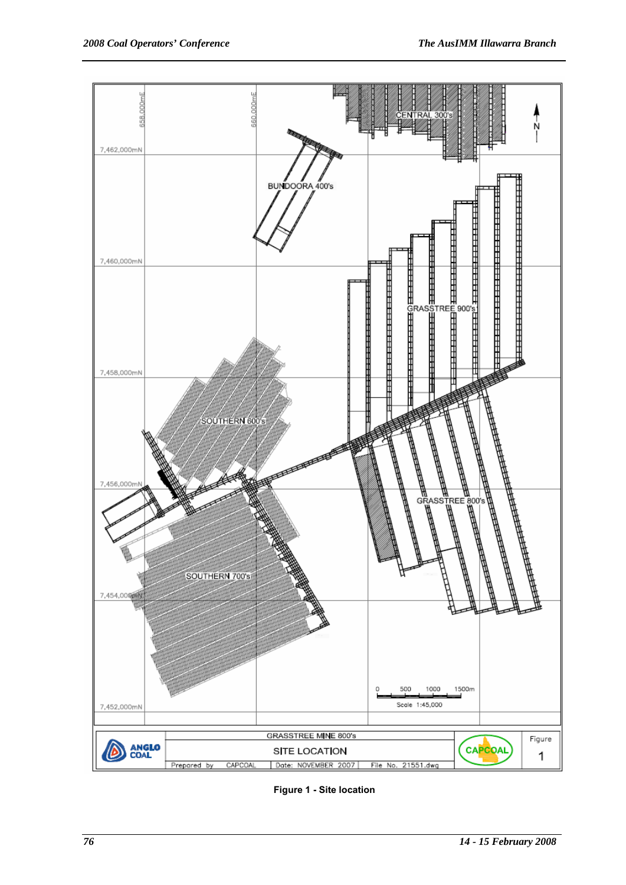Figure 1 - Site location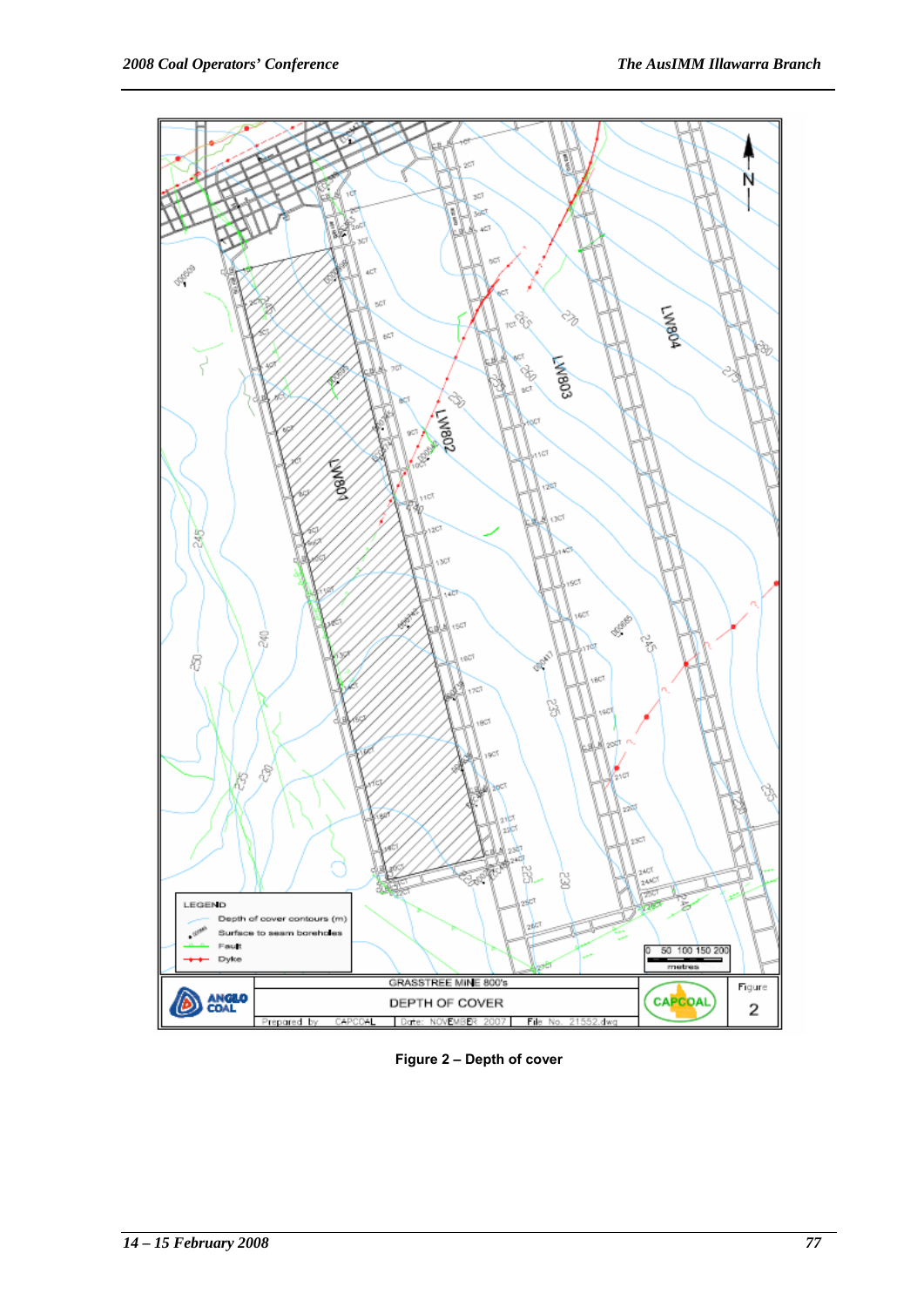Figure 2 – Depth of cover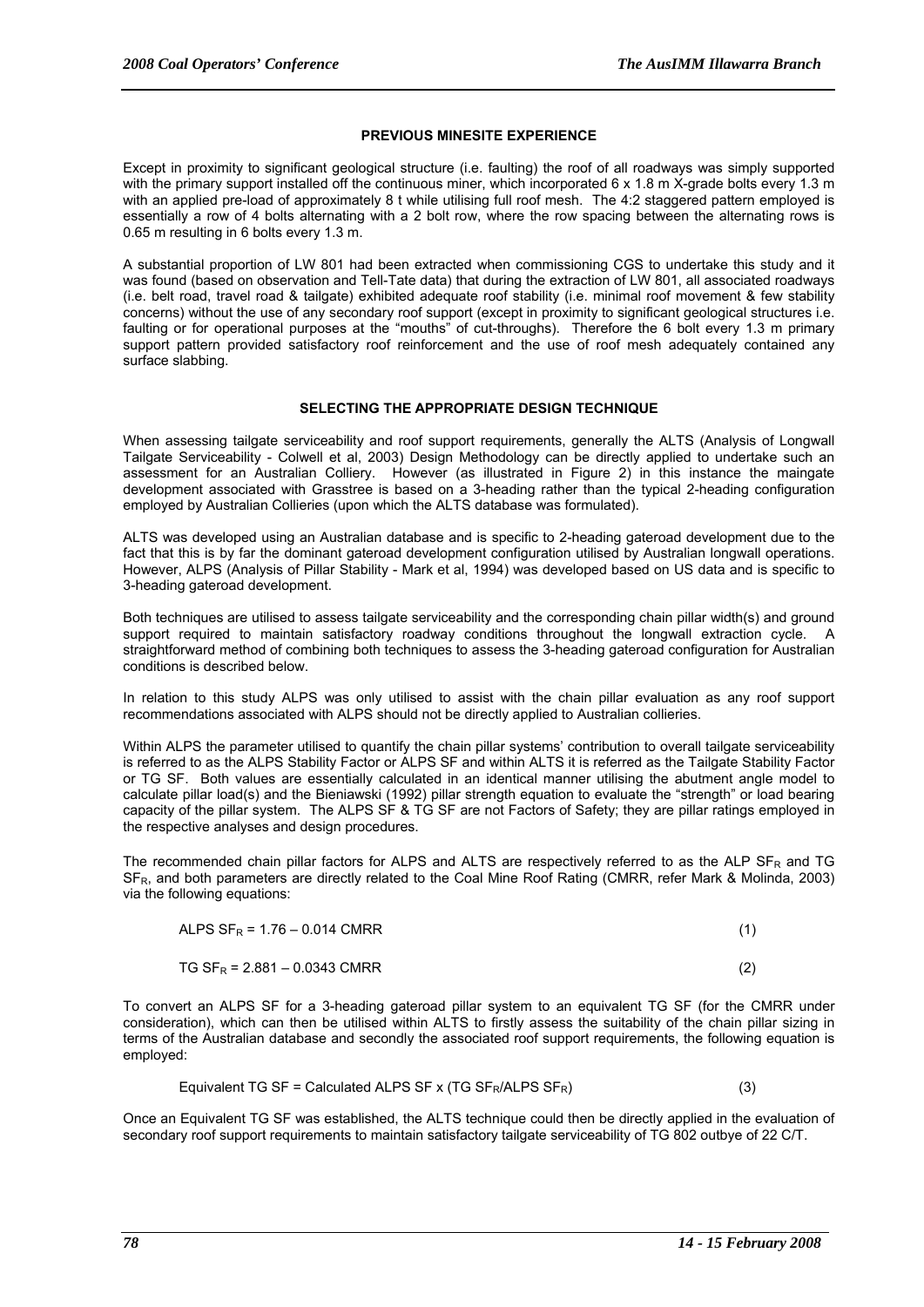## PREVIOUS MINESITE EXPERIENCE

Except in proximity to significant geological structure (i.e. faulting) the roof of all roadways was simply supported with the primary support installed off the continuous miner, which incorporated 6 x 1.8 m X-grade bolts every 1.3 m with an applied pre-load of approximately 8 t while utilising full roof mesh. The 4:2 staggered pattern employed is essentially a row of 4 bolts alternating with a 2 bolt row, where the row spacing between the alternating rows is 0.65 m resulting in 6 bolts every 1.3 m.

A substantial proportion of LW 801 had been extracted when commissioning CGS to undertake this study and it was found (based on observation and Tell-Tate data) that during the extraction of LW 801, all associated roadways (i.e. belt road, travel road & tailgate) exhibited adequate roof stability (i.e. minimal roof movement & few stability concerns) without the use of any secondary roof support (except in proximity to significant geological structures i.e. faulting or for operational purposes at the "mouths" of cut-throughs). Therefore the 6 bolt every 1.3 m primary support pattern provided satisfactory roof reinforcement and the use of roof mesh adequately contained any surface slabbing.

## SELECTING THE APPROPRIATE DESIGN TECHNIQUE

When assessing tailgate serviceability and roof support requirements, generally the ALTS (Analysis of Longwall Tailgate Serviceability - Colwell et al, 2003) Design Methodology can be directly applied to undertake such an assessment for an Australian Colliery. However (as illustrated in Figure 2) in this instance the maingate development associated with Grasstree is based on a 3-heading rather than the typical 2-heading configuration employed by Australian Collieries (upon which the ALTS database was formulated).

ALTS was developed using an Australian database and is specific to 2-heading gateroad development due to the fact that this is by far the dominant gateroad development configuration utilised by Australian longwall operations. However, ALPS (Analysis of Pillar Stability - Mark et al, 1994) was developed based on US data and is specific to 3-heading gateroad development.

Both techniques are utilised to assess tailgate serviceability and the corresponding chain pillar width(s) and ground support required to maintain satisfactory roadway conditions throughout the longwall extraction cycle. A straightforward method of combining both techniques to assess the 3-heading gateroad configuration for Australian conditions is described below.

In relation to this study ALPS was only utilised to assist with the chain pillar evaluation as any roof support recommendations associated with ALPS should not be directly applied to Australian collieries.

Within ALPS the parameter utilised to quantify the chain pillar systems' contribution to overall tailgate serviceability is referred to as the ALPS Stability Factor or ALPS SF and within ALTS it is referred as the Tailgate Stability Factor or TG SF. Both values are essentially calculated in an identical manner utilising the abutment angle model to calculate pillar load(s) and the Bieniawski (1992) pillar strength equation to evaluate the "strength" or load bearing capacity of the pillar system. The ALPS SF & TG SF are not Factors of Safety; they are pillar ratings employed in the respective analyses and design procedures.

The recommended chain pillar factors for ALPS and ALTS are respectively referred to as the ALP $SF_R$ and TG $SF_R$, and both parameters are directly related to the Coal Mine Roof Rating (CMRR, refer Mark & Molinda, 2003) via the following equations:

$$\text{ALPS } SF_R = 1.76 - 0.014 \text{ CMRR} \tag{1}$$

$$\text{TG } SF_R = 2.881 - 0.0343 \text{ CMRR} \tag{2}$$

To convert an ALPS SF for a 3-heading gateroad pillar system to an equivalent TG SF (for the CMRR under consideration), which can then be utilised within ALTS to firstly assess the suitability of the chain pillar sizing in terms of the Australian database and secondly the associated roof support requirements, the following equation is employed:

$$\text{Equivalent TG SF} = \text{Calculated ALPS SF} \times (\text{TG } SF_R/\text{ALPS } SF_R) \tag{3}$$

Once an Equivalent TG SF was established, the ALTS technique could then be directly applied in the evaluation of secondary roof support requirements to maintain satisfactory tailgate serviceability of TG 802 outbye of 22 C/T.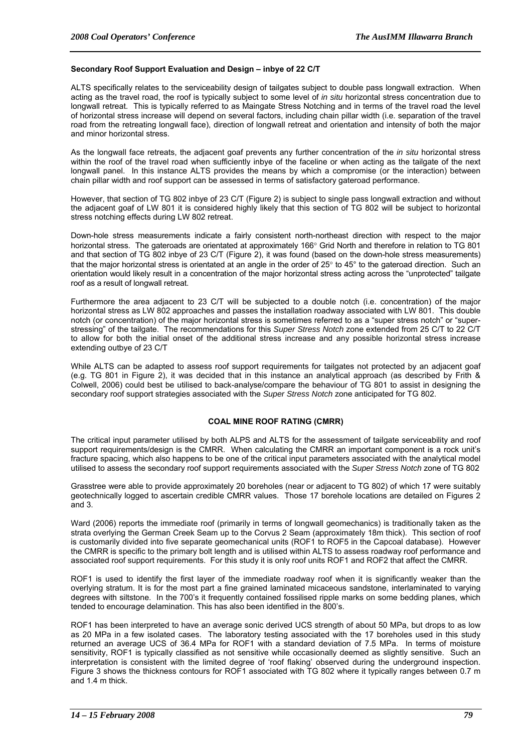### Secondary Roof Support Evaluation and Design – inbye of 22 C/T

ALTS specifically relates to the serviceability design of tailgates subject to double pass longwall extraction. When acting as the travel road, the roof is typically subject to some level of *in situ* horizontal stress concentration due to longwall retreat. This is typically referred to as Maingate Stress Notching and in terms of the travel road the level of horizontal stress increase will depend on several factors, including chain pillar width (i.e. separation of the travel road from the retreating longwall face), direction of longwall retreat and orientation and intensity of both the major and minor horizontal stress.

As the longwall face retreats, the adjacent goaf prevents any further concentration of the *in situ* horizontal stress within the roof of the travel road when sufficiently inbye of the faceline or when acting as the tailgate of the next longwall panel. In this instance ALTS provides the means by which a compromise (or the interaction) between chain pillar width and roof support can be assessed in terms of satisfactory gateroad performance.

However, that section of TG 802 inbye of 23 C/T (Figure 2) is subject to single pass longwall extraction and without the adjacent goaf of LW 801 it is considered highly likely that this section of TG 802 will be subject to horizontal stress notching effects during LW 802 retreat.

Down-hole stress measurements indicate a fairly consistent north-northeast direction with respect to the major horizontal stress. The gateroads are orientated at approximately 166° Grid North and therefore in relation to TG 801 and that section of TG 802 inbye of 23 C/T (Figure 2), it was found (based on the down-hole stress measurements) that the major horizontal stress is orientated at an angle in the order of 25° to 45° to the gateroad direction. Such an orientation would likely result in a concentration of the major horizontal stress acting across the "unprotected" tailgate roof as a result of longwall retreat.

Furthermore the area adjacent to 23 C/T will be subjected to a double notch (i.e. concentration) of the major horizontal stress as LW 802 approaches and passes the installation roadway associated with LW 801. This double notch (or concentration) of the major horizontal stress is sometimes referred to as a "super stress notch" or "super-stressing" of the tailgate. The recommendations for this *Super Stress Notch* zone extended from 25 C/T to 22 C/T to allow for both the initial onset of the additional stress increase and any possible horizontal stress increase extending outbye of 23 C/T

While ALTS can be adapted to assess roof support requirements for tailgates not protected by an adjacent goaf (e.g. TG 801 in Figure 2), it was decided that in this instance an analytical approach (as described by Frith & Colwell, 2006) could best be utilised to back-analyse/compare the behaviour of TG 801 to assist in designing the secondary roof support strategies associated with the *Super Stress Notch* zone anticipated for TG 802.

## COAL MINE ROOF RATING (CMRR)

The critical input parameter utilised by both ALPS and ALTS for the assessment of tailgate serviceability and roof support requirements/design is the CMRR. When calculating the CMRR an important component is a rock unit's fracture spacing, which also happens to be one of the critical input parameters associated with the analytical model utilised to assess the secondary roof support requirements associated with the *Super Stress Notch* zone of TG 802

Grasstree were able to provide approximately 20 boreholes (near or adjacent to TG 802) of which 17 were suitably geotechnically logged to ascertain credible CMRR values. Those 17 borehole locations are detailed on Figures 2 and 3.

Ward (2006) reports the immediate roof (primarily in terms of longwall geomechanics) is traditionally taken as the strata overlying the German Creek Seam up to the Corvus 2 Seam (approximately 18m thick). This section of roof is customarily divided into five separate geomechanical units (ROF1 to ROF5 in the Capcoal database). However the CMRR is specific to the primary bolt length and is utilised within ALTS to assess roadway roof performance and associated roof support requirements. For this study it is only roof units ROF1 and ROF2 that affect the CMRR.

ROF1 is used to identify the first layer of the immediate roadway roof when it is significantly weaker than the overlying stratum. It is for the most part a fine grained laminated micaceous sandstone, interlaminated to varying degrees with siltstone. In the 700's it frequently contained fossilised ripple marks on some bedding planes, which tended to encourage delamination. This has also been identified in the 800's.

ROF1 has been interpreted to have an average sonic derived UCS strength of about 50 MPa, but drops to as low as 20 MPa in a few isolated cases. The laboratory testing associated with the 17 boreholes used in this study returned an average UCS of 36.4 MPa for ROF1 with a standard deviation of 7.5 MPa. In terms of moisture sensitivity, ROF1 is typically classified as not sensitive while occasionally deemed as slightly sensitive. Such an interpretation is consistent with the limited degree of 'roof flaking' observed during the underground inspection. Figure 3 shows the thickness contours for ROF1 associated with TG 802 where it typically ranges between 0.7 m and 1.4 m thick.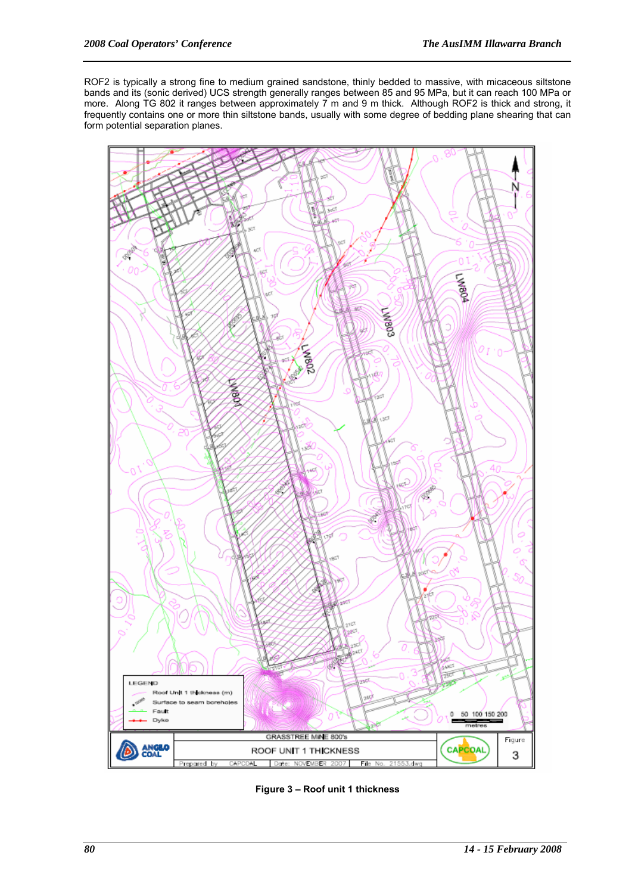ROF2 is typically a strong fine to medium grained sandstone, thinly bedded to massive, with micaceous siltstone bands and its (sonic derived) UCS strength generally ranges between 85 and 95 MPa, but it can reach 100 MPa or more. Along TG 802 it ranges between approximately 7 m and 9 m thick. Although ROF2 is thick and strong, it frequently contains one or more thin siltstone bands, usually with some degree of bedding plane shearing that can form potential separation planes.

**Figure 3 – Roof unit 1 thickness**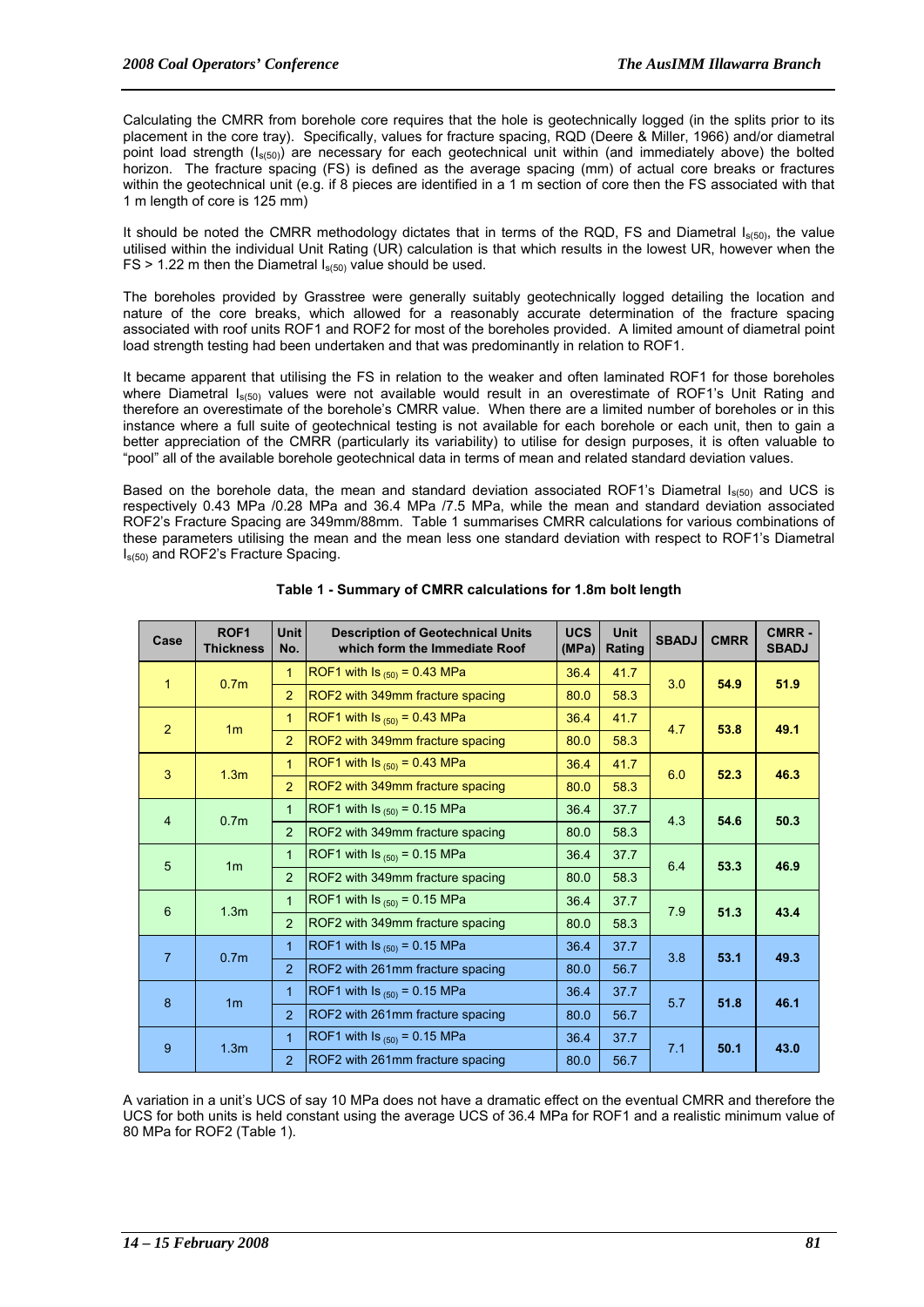Calculating the CMRR from borehole core requires that the hole is geotechnically logged (in the splits prior to its placement in the core tray). Specifically, values for fracture spacing, RQD (Deere & Miller, 1966) and/or diametral point load strength ($I_{s(50)}$) are necessary for each geotechnical unit within (and immediately above) the bolted horizon. The fracture spacing (FS) is defined as the average spacing (mm) of actual core breaks or fractures within the geotechnical unit (e.g. if 8 pieces are identified in a 1 m section of core then the FS associated with that 1 m length of core is 125 mm)

It should be noted the CMRR methodology dictates that in terms of the RQD, FS and Diametral $I_{s(50)}$, the value utilised within the individual Unit Rating (UR) calculation is that which results in the lowest UR, however when the FS > 1.22 m then the Diametral $I_{s(50)}$ value should be used.

The boreholes provided by Grasstree were generally suitably geotechnically logged detailing the location and nature of the core breaks, which allowed for a reasonably accurate determination of the fracture spacing associated with roof units ROF1 and ROF2 for most of the boreholes provided. A limited amount of diametral point load strength testing had been undertaken and that was predominantly in relation to ROF1.

It became apparent that utilising the FS in relation to the weaker and often laminated ROF1 for those boreholes where Diametral $I_{s(50)}$ values were not available would result in an overestimate of ROF1's Unit Rating and therefore an overestimate of the borehole's CMRR value. When there are a limited number of boreholes or in this instance where a full suite of geotechnical testing is not available for each borehole or each unit, then to gain a better appreciation of the CMRR (particularly its variability) to utilise for design purposes, it is often valuable to "pool" all of the available borehole geotechnical data in terms of mean and related standard deviation values.

Based on the borehole data, the mean and standard deviation associated ROF1's Diametral $I_{s(50)}$ and UCS is respectively 0.43 MPa /0.28 MPa and 36.4 MPa /7.5 MPa, while the mean and standard deviation associated ROF2's Fracture Spacing are 349mm/88mm. Table 1 summarises CMRR calculations for various combinations of these parameters utilising the mean and the mean less one standard deviation with respect to ROF1's Diametral $I_{s(50)}$ and ROF2's Fracture Spacing.

**Table 1 - Summary of CMRR calculations for 1.8m bolt length**

| Case | ROF1 Thickness | Unit No. | Description of Geotechnical Units which form the Immediate Roof | UCS (MPa) | Unit Rating | SBADJ | CMRR | CMRR - SBADJ |
|---|---|---|---|---|---|---|---|---|
| 1 | 0.7m | 1 | ROF1 with $Is_{(50)}$ = 0.43 MPa | 36.4 | 41.7 | 3.0 | **54.9** | **51.9** |
| | | 2 | ROF2 with 349mm fracture spacing | 80.0 | 58.3 | | | |
| 2 | 1m | 1 | ROF1 with $Is_{(50)}$ = 0.43 MPa | 36.4 | 41.7 | 4.7 | **53.8** | **49.1** |
| | | 2 | ROF2 with 349mm fracture spacing | 80.0 | 58.3 | | | |
| 3 | 1.3m | 1 | ROF1 with $Is_{(50)}$ = 0.43 MPa | 36.4 | 41.7 | 6.0 | **52.3** | **46.3** |
| | | 2 | ROF2 with 349mm fracture spacing | 80.0 | 58.3 | | | |
| 4 | 0.7m | 1 | ROF1 with $Is_{(50)}$ = 0.15 MPa | 36.4 | 37.7 | 4.3 | **54.6** | **50.3** |
| | | 2 | ROF2 with 349mm fracture spacing | 80.0 | 58.3 | | | |
| 5 | 1m | 1 | ROF1 with $Is_{(50)}$ = 0.15 MPa | 36.4 | 37.7 | 6.4 | **53.3** | **46.9** |
| | | 2 | ROF2 with 349mm fracture spacing | 80.0 | 58.3 | | | |
| 6 | 1.3m | 1 | ROF1 with $Is_{(50)}$ = 0.15 MPa | 36.4 | 37.7 | 7.9 | **51.3** | **43.4** |
| | | 2 | ROF2 with 349mm fracture spacing | 80.0 | 58.3 | | | |
| 7 | 0.7m | 1 | ROF1 with $Is_{(50)}$ = 0.15 MPa | 36.4 | 37.7 | 3.8 | **53.1** | **49.3** |
| | | 2 | ROF2 with 261mm fracture spacing | 80.0 | 56.7 | | | |
| 8 | 1m | 1 | ROF1 with $Is_{(50)}$ = 0.15 MPa | 36.4 | 37.7 | 5.7 | **51.8** | **46.1** |
| | | 2 | ROF2 with 261mm fracture spacing | 80.0 | 56.7 | | | |
| 9 | 1.3m | 1 | ROF1 with $Is_{(50)}$ = 0.15 MPa | 36.4 | 37.7 | 7.1 | **50.1** | **43.0** |
| | | 2 | ROF2 with 261mm fracture spacing | 80.0 | 56.7 | | | |

A variation in a unit's UCS of say 10 MPa does not have a dramatic effect on the eventual CMRR and therefore the UCS for both units is held constant using the average UCS of 36.4 MPa for ROF1 and a realistic minimum value of 80 MPa for ROF2 (Table 1).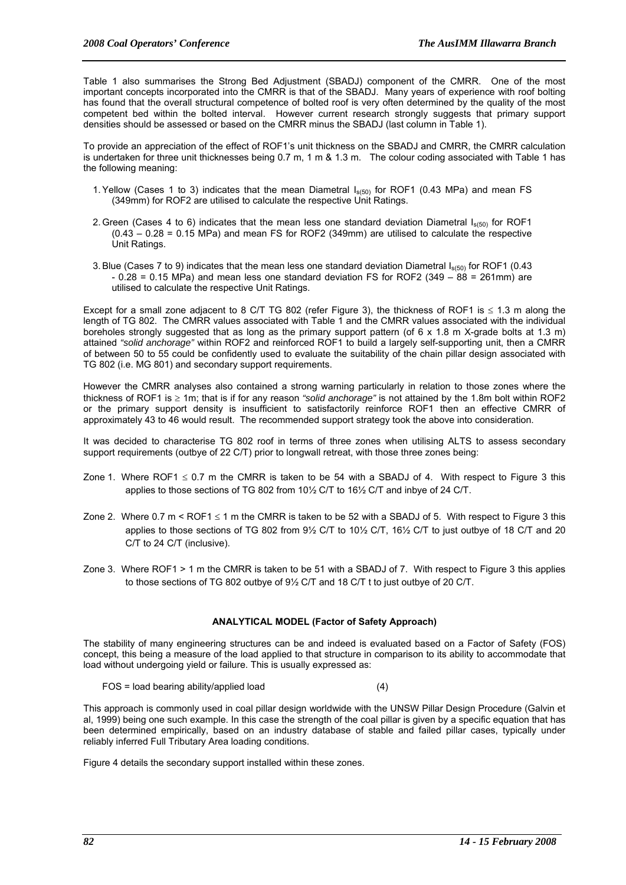Table 1 also summarises the Strong Bed Adjustment (SBADJ) component of the CMRR. One of the most important concepts incorporated into the CMRR is that of the SBADJ. Many years of experience with roof bolting has found that the overall structural competence of bolted roof is very often determined by the quality of the most competent bed within the bolted interval. However current research strongly suggests that primary support densities should be assessed or based on the CMRR minus the SBADJ (last column in Table 1).

To provide an appreciation of the effect of ROF1's unit thickness on the SBADJ and CMRR, the CMRR calculation is undertaken for three unit thicknesses being 0.7 m, 1 m & 1.3 m. The colour coding associated with Table 1 has the following meaning:

1. Yellow (Cases 1 to 3) indicates that the mean Diametral $I_{s(50)}$ for ROF1 (0.43 MPa) and mean FS (349mm) for ROF2 are utilised to calculate the respective Unit Ratings.
2. Green (Cases 4 to 6) indicates that the mean less one standard deviation Diametral $I_{s(50)}$ for ROF1 (0.43 – 0.28 = 0.15 MPa) and mean FS for ROF2 (349mm) are utilised to calculate the respective Unit Ratings.
3. Blue (Cases 7 to 9) indicates that the mean less one standard deviation Diametral $I_{s(50)}$ for ROF1 (0.43 - 0.28 = 0.15 MPa) and mean less one standard deviation FS for ROF2 (349 – 88 = 261mm) are utilised to calculate the respective Unit Ratings.

Except for a small zone adjacent to 8 C/T TG 802 (refer Figure 3), the thickness of ROF1 is ≤ 1.3 m along the length of TG 802. The CMRR values associated with Table 1 and the CMRR values associated with the individual boreholes strongly suggested that as long as the primary support pattern (of 6 x 1.8 m X-grade bolts at 1.3 m) attained *"solid anchorage"* within ROF2 and reinforced ROF1 to build a largely self-supporting unit, then a CMRR of between 50 to 55 could be confidently used to evaluate the suitability of the chain pillar design associated with TG 802 (i.e. MG 801) and secondary support requirements.

However the CMRR analyses also contained a strong warning particularly in relation to those zones where the thickness of ROF1 is ≥ 1m; that is if for any reason *"solid anchorage"* is not attained by the 1.8m bolt within ROF2 or the primary support density is insufficient to satisfactorily reinforce ROF1 then an effective CMRR of approximately 43 to 46 would result. The recommended support strategy took the above into consideration.

It was decided to characterise TG 802 roof in terms of three zones when utilising ALTS to assess secondary support requirements (outbye of 22 C/T) prior to longwall retreat, with those three zones being:

Zone 1. Where ROF1 ≤ 0.7 m the CMRR is taken to be 54 with a SBADJ of 4. With respect to Figure 3 this applies to those sections of TG 802 from 10½ C/T to 16½ C/T and inbye of 24 C/T.

Zone 2. Where 0.7 m < ROF1 ≤ 1 m the CMRR is taken to be 52 with a SBADJ of 5. With respect to Figure 3 this applies to those sections of TG 802 from 9½ C/T to 10½ C/T, 16½ C/T to just outbye of 18 C/T and 20 C/T to 24 C/T (inclusive).

Zone 3. Where ROF1 > 1 m the CMRR is taken to be 51 with a SBADJ of 7. With respect to Figure 3 this applies to those sections of TG 802 outbye of 9½ C/T and 18 C/T t to just outbye of 20 C/T.

**ANALYTICAL MODEL (Factor of Safety Approach)**

The stability of many engineering structures can be and indeed is evaluated based on a Factor of Safety (FOS) concept, this being a measure of the load applied to that structure in comparison to its ability to accommodate that load without undergoing yield or failure. This is usually expressed as:

$$\text{FOS} = \text{load bearing ability/applied load} \qquad (4)$$

This approach is commonly used in coal pillar design worldwide with the UNSW Pillar Design Procedure (Galvin et al, 1999) being one such example. In this case the strength of the coal pillar is given by a specific equation that has been determined empirically, based on an industry database of stable and failed pillar cases, typically under reliably inferred Full Tributary Area loading conditions.

Figure 4 details the secondary support installed within these zones.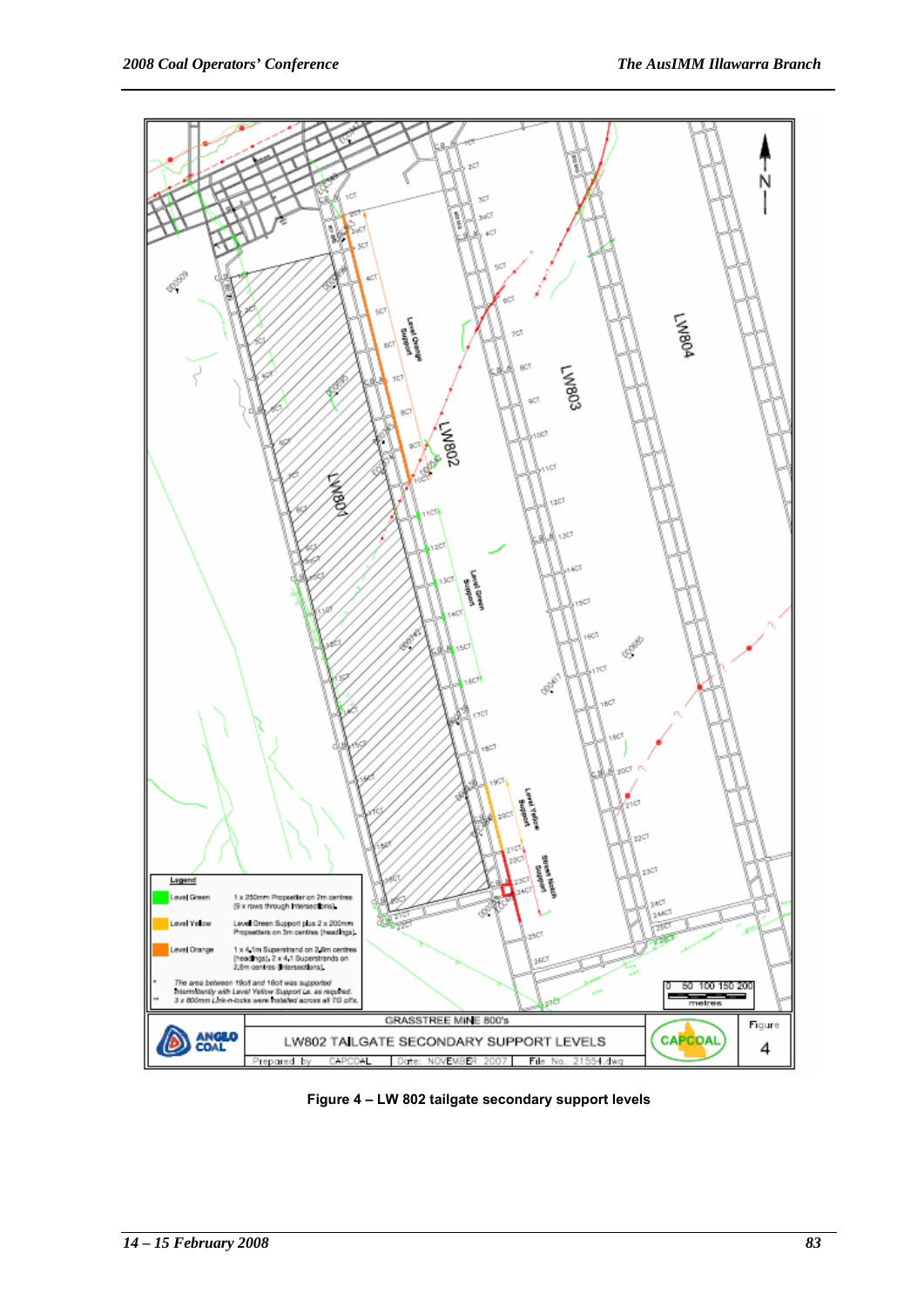Figure 4 – LW 802 tailgate secondary support levels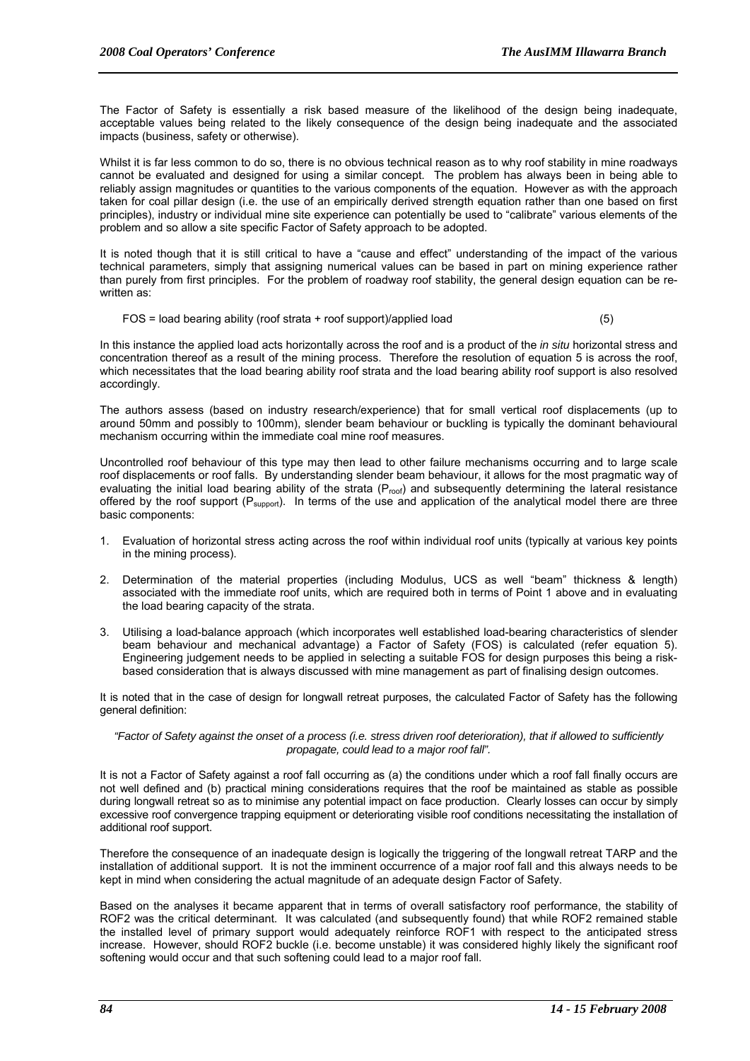The Factor of Safety is essentially a risk based measure of the likelihood of the design being inadequate, acceptable values being related to the likely consequence of the design being inadequate and the associated impacts (business, safety or otherwise).

Whilst it is far less common to do so, there is no obvious technical reason as to why roof stability in mine roadways cannot be evaluated and designed for using a similar concept. The problem has always been in being able to reliably assign magnitudes or quantities to the various components of the equation. However as with the approach taken for coal pillar design (i.e. the use of an empirically derived strength equation rather than one based on first principles), industry or individual mine site experience can potentially be used to "calibrate" various elements of the problem and so allow a site specific Factor of Safety approach to be adopted.

It is noted though that it is still critical to have a "cause and effect" understanding of the impact of the various technical parameters, simply that assigning numerical values can be based in part on mining experience rather than purely from first principles. For the problem of roadway roof stability, the general design equation can be re-written as:

$$\text{FOS} = \text{load bearing ability (roof strata + roof support)/applied load} \quad (5)$$

In this instance the applied load acts horizontally across the roof and is a product of the *in situ* horizontal stress and concentration thereof as a result of the mining process. Therefore the resolution of equation 5 is across the roof, which necessitates that the load bearing ability roof strata and the load bearing ability roof support is also resolved accordingly.

The authors assess (based on industry research/experience) that for small vertical roof displacements (up to around 50mm and possibly to 100mm), slender beam behaviour or buckling is typically the dominant behavioural mechanism occurring within the immediate coal mine roof measures.

Uncontrolled roof behaviour of this type may then lead to other failure mechanisms occurring and to large scale roof displacements or roof falls. By understanding slender beam behaviour, it allows for the most pragmatic way of evaluating the initial load bearing ability of the strata ($P_{roof}$) and subsequently determining the lateral resistance offered by the roof support ($P_{support}$). In terms of the use and application of the analytical model there are three basic components:

1. Evaluation of horizontal stress acting across the roof within individual roof units (typically at various key points in the mining process).
2. Determination of the material properties (including Modulus, UCS as well "beam" thickness & length) associated with the immediate roof units, which are required both in terms of Point 1 above and in evaluating the load bearing capacity of the strata.
3. Utilising a load-balance approach (which incorporates well established load-bearing characteristics of slender beam behaviour and mechanical advantage) a Factor of Safety (FOS) is calculated (refer equation 5). Engineering judgement needs to be applied in selecting a suitable FOS for design purposes this being a risk-based consideration that is always discussed with mine management as part of finalising design outcomes.

It is noted that in the case of design for longwall retreat purposes, the calculated Factor of Safety has the following general definition:

*"Factor of Safety against the onset of a process (i.e. stress driven roof deterioration), that if allowed to sufficiently propagate, could lead to a major roof fall".*

It is not a Factor of Safety against a roof fall occurring as (a) the conditions under which a roof fall finally occurs are not well defined and (b) practical mining considerations requires that the roof be maintained as stable as possible during longwall retreat so as to minimise any potential impact on face production. Clearly losses can occur by simply excessive roof convergence trapping equipment or deteriorating visible roof conditions necessitating the installation of additional roof support.

Therefore the consequence of an inadequate design is logically the triggering of the longwall retreat TARP and the installation of additional support. It is not the imminent occurrence of a major roof fall and this always needs to be kept in mind when considering the actual magnitude of an adequate design Factor of Safety.

Based on the analyses it became apparent that in terms of overall satisfactory roof performance, the stability of ROF2 was the critical determinant. It was calculated (and subsequently found) that while ROF2 remained stable the installed level of primary support would adequately reinforce ROF1 with respect to the anticipated stress increase. However, should ROF2 buckle (i.e. become unstable) it was considered highly likely the significant roof softening would occur and that such softening could lead to a major roof fall.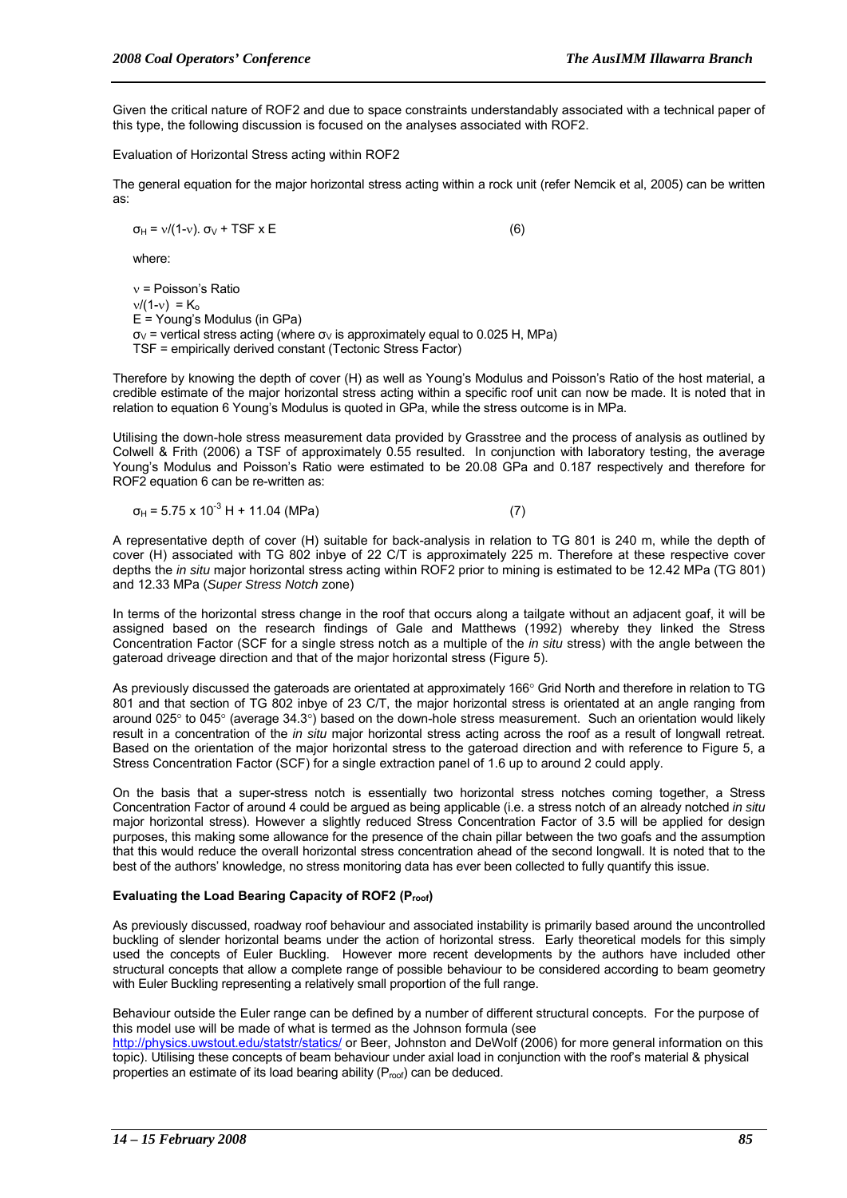Given the critical nature of ROF2 and due to space constraints understandably associated with a technical paper of this type, the following discussion is focused on the analyses associated with ROF2.

Evaluation of Horizontal Stress acting within ROF2

The general equation for the major horizontal stress acting within a rock unit (refer Nemcik et al, 2005) can be written as:

$$\sigma_H = \nu/(1-\nu).\ \sigma_V + TSF \times E \qquad (6)$$

where:

$\nu$ = Poisson's Ratio  
$\nu/(1-\nu) = K_o$  
E = Young's Modulus (in GPa)  
$\sigma_V$ = vertical stress acting (where $\sigma_V$ is approximately equal to 0.025 H, MPa)  
TSF = empirically derived constant (Tectonic Stress Factor)

Therefore by knowing the depth of cover (H) as well as Young's Modulus and Poisson's Ratio of the host material, a credible estimate of the major horizontal stress acting within a specific roof unit can now be made. It is noted that in relation to equation 6 Young's Modulus is quoted in GPa, while the stress outcome is in MPa.

Utilising the down-hole stress measurement data provided by Grasstree and the process of analysis as outlined by Colwell & Frith (2006) a TSF of approximately 0.55 resulted. In conjunction with laboratory testing, the average Young's Modulus and Poisson's Ratio were estimated to be 20.08 GPa and 0.187 respectively and therefore for ROF2 equation 6 can be re-written as:

$$\sigma_H = 5.75 \times 10^{-3}\ H + 11.04\ (MPa) \qquad (7)$$

A representative depth of cover (H) suitable for back-analysis in relation to TG 801 is 240 m, while the depth of cover (H) associated with TG 802 inbye of 22 C/T is approximately 225 m. Therefore at these respective cover depths the *in situ* major horizontal stress acting within ROF2 prior to mining is estimated to be 12.42 MPa (TG 801) and 12.33 MPa (*Super Stress Notch* zone)

In terms of the horizontal stress change in the roof that occurs along a tailgate without an adjacent goaf, it will be assigned based on the research findings of Gale and Matthews (1992) whereby they linked the Stress Concentration Factor (SCF for a single stress notch as a multiple of the *in situ* stress) with the angle between the gateroad driveage direction and that of the major horizontal stress (Figure 5).

As previously discussed the gateroads are orientated at approximately 166° Grid North and therefore in relation to TG 801 and that section of TG 802 inbye of 23 C/T, the major horizontal stress is orientated at an angle ranging from around 025° to 045° (average 34.3°) based on the down-hole stress measurement. Such an orientation would likely result in a concentration of the *in situ* major horizontal stress acting across the roof as a result of longwall retreat. Based on the orientation of the major horizontal stress to the gateroad direction and with reference to Figure 5, a Stress Concentration Factor (SCF) for a single extraction panel of 1.6 up to around 2 could apply.

On the basis that a super-stress notch is essentially two horizontal stress notches coming together, a Stress Concentration Factor of around 4 could be argued as being applicable (i.e. a stress notch of an already notched *in situ* major horizontal stress). However a slightly reduced Stress Concentration Factor of 3.5 will be applied for design purposes, this making some allowance for the presence of the chain pillar between the two goafs and the assumption that this would reduce the overall horizontal stress concentration ahead of the second longwall. It is noted that to the best of the authors' knowledge, no stress monitoring data has ever been collected to fully quantify this issue.

**Evaluating the Load Bearing Capacity of ROF2 ($P_{roof}$)**

As previously discussed, roadway roof behaviour and associated instability is primarily based around the uncontrolled buckling of slender horizontal beams under the action of horizontal stress. Early theoretical models for this simply used the concepts of Euler Buckling. However more recent developments by the authors have included other structural concepts that allow a complete range of possible behaviour to be considered according to beam geometry with Euler Buckling representing a relatively small proportion of the full range.

Behaviour outside the Euler range can be defined by a number of different structural concepts. For the purpose of this model use will be made of what is termed as the Johnson formula (see http://physics.uwstout.edu/statstr/statics/ or Beer, Johnston and DeWolf (2006) for more general information on this topic). Utilising these concepts of beam behaviour under axial load in conjunction with the roof's material & physical properties an estimate of its load bearing ability ($P_{roof}$) can be deduced.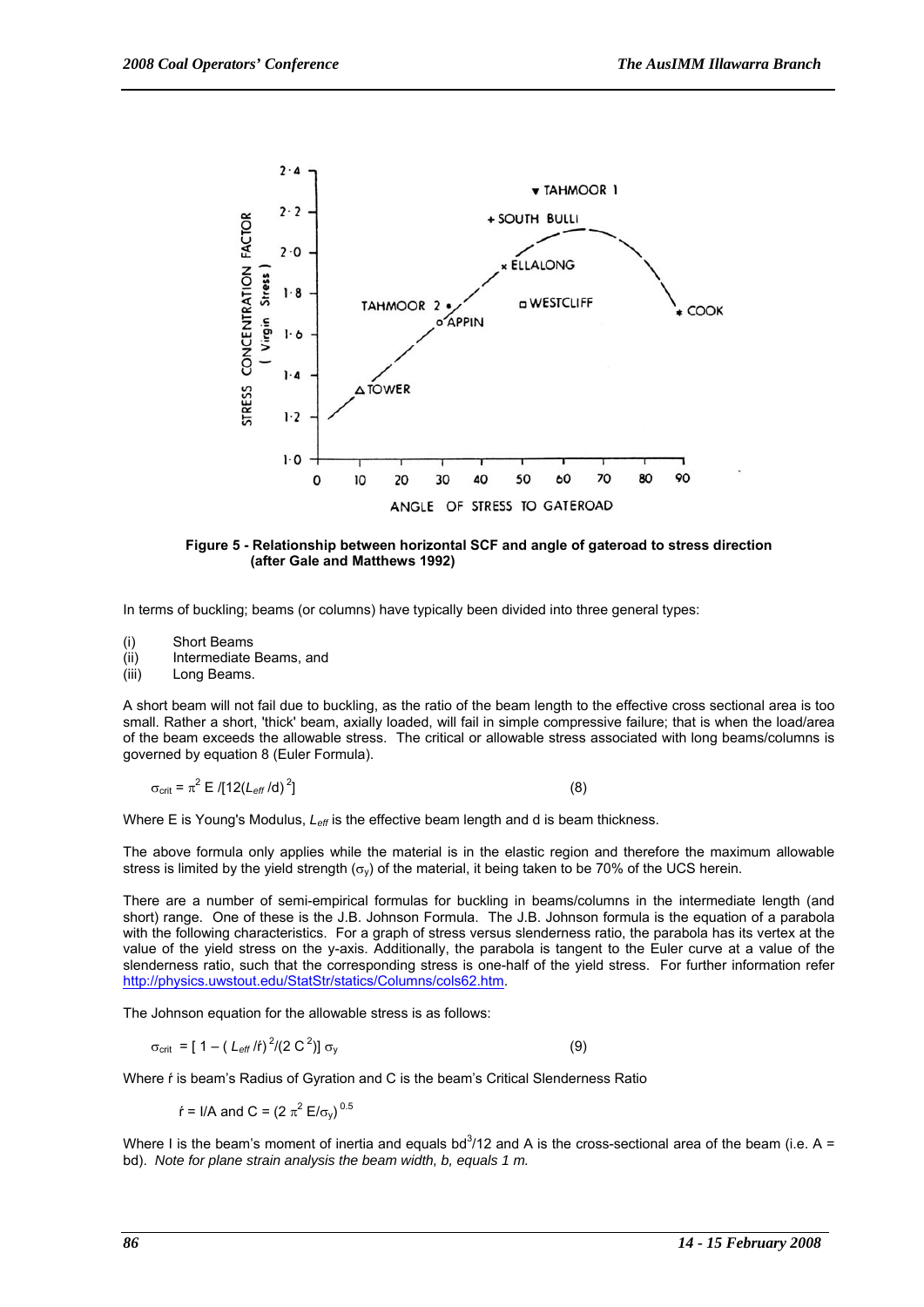**Figure 5 - Relationship between horizontal SCF and angle of gateroad to stress direction (after Gale and Matthews 1992)**

In terms of buckling; beams (or columns) have typically been divided into three general types:

(i) Short Beams
(ii) Intermediate Beams, and
(iii) Long Beams.

A short beam will not fail due to buckling, as the ratio of the beam length to the effective cross sectional area is too small. Rather a short, 'thick' beam, axially loaded, will fail in simple compressive failure; that is when the load/area of the beam exceeds the allowable stress. The critical or allowable stress associated with long beams/columns is governed by equation 8 (Euler Formula).

$$\sigma_{crit} = \pi^2 E / [12(L_{eff}/d)^2] \tag{8}$$

Where E is Young's Modulus, $L_{eff}$ is the effective beam length and d is beam thickness.

The above formula only applies while the material is in the elastic region and therefore the maximum allowable stress is limited by the yield strength ($\sigma_y$) of the material, it being taken to be 70% of the UCS herein.

There are a number of semi-empirical formulas for buckling in beams/columns in the intermediate length (and short) range. One of these is the J.B. Johnson Formula. The J.B. Johnson formula is the equation of a parabola with the following characteristics. For a graph of stress versus slenderness ratio, the parabola has its vertex at the value of the yield stress on the y-axis. Additionally, the parabola is tangent to the Euler curve at a value of the slenderness ratio, such that the corresponding stress is one-half of the yield stress. For further information refer http://physics.uwstout.edu/StatStr/statics/Columns/cols62.htm.

The Johnson equation for the allowable stress is as follows:

$$\sigma_{crit} = [1 - (L_{eff}/ŕ)^2/(2C^2)]\, \sigma_y \tag{9}$$

Where ŕ is beam's Radius of Gyration and C is the beam's Critical Slenderness Ratio

$$ŕ = I/A \text{ and } C = (2\pi^2 E/\sigma_y)^{0.5}$$

Where I is the beam's moment of inertia and equals $bd^3/12$ and A is the cross-sectional area of the beam (i.e. A = bd). *Note for plane strain analysis the beam width, b, equals 1 m.*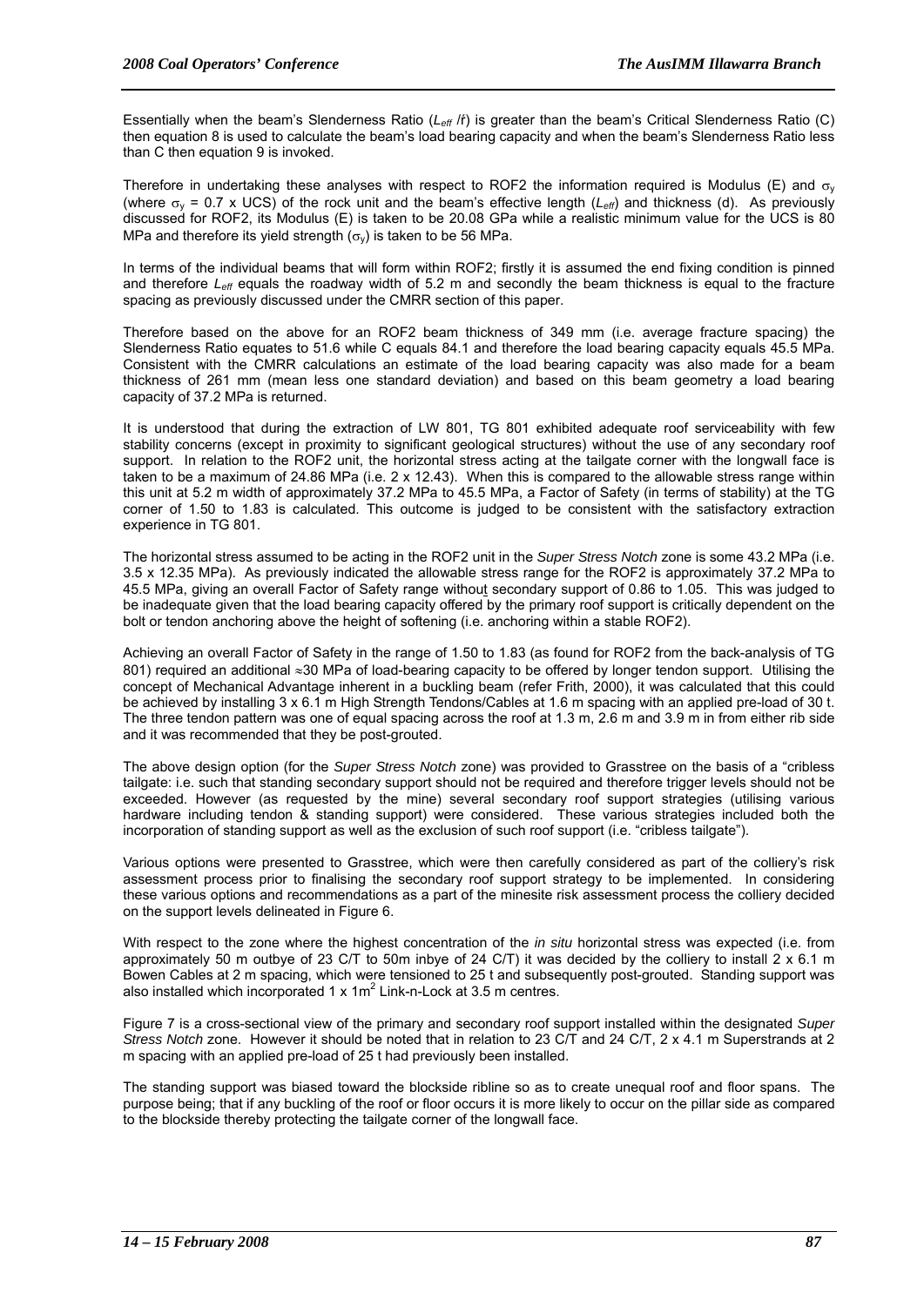Essentially when the beam's Slenderness Ratio ($L_{eff}$ /*t*) is greater than the beam's Critical Slenderness Ratio (C) then equation 8 is used to calculate the beam's load bearing capacity and when the beam's Slenderness Ratio less than C then equation 9 is invoked.

Therefore in undertaking these analyses with respect to ROF2 the information required is Modulus (E) and $\sigma_y$ (where $\sigma_y$ = 0.7 x UCS) of the rock unit and the beam's effective length ($L_{eff}$) and thickness (d). As previously discussed for ROF2, its Modulus (E) is taken to be 20.08 GPa while a realistic minimum value for the UCS is 80 MPa and therefore its yield strength ($\sigma_y$) is taken to be 56 MPa.

In terms of the individual beams that will form within ROF2; firstly it is assumed the end fixing condition is pinned and therefore $L_{eff}$ equals the roadway width of 5.2 m and secondly the beam thickness is equal to the fracture spacing as previously discussed under the CMRR section of this paper.

Therefore based on the above for an ROF2 beam thickness of 349 mm (i.e. average fracture spacing) the Slenderness Ratio equates to 51.6 while C equals 84.1 and therefore the load bearing capacity equals 45.5 MPa. Consistent with the CMRR calculations an estimate of the load bearing capacity was also made for a beam thickness of 261 mm (mean less one standard deviation) and based on this beam geometry a load bearing capacity of 37.2 MPa is returned.

It is understood that during the extraction of LW 801, TG 801 exhibited adequate roof serviceability with few stability concerns (except in proximity to significant geological structures) without the use of any secondary roof support. In relation to the ROF2 unit, the horizontal stress acting at the tailgate corner with the longwall face is taken to be a maximum of 24.86 MPa (i.e. 2 x 12.43). When this is compared to the allowable stress range within this unit at 5.2 m width of approximately 37.2 MPa to 45.5 MPa, a Factor of Safety (in terms of stability) at the TG corner of 1.50 to 1.83 is calculated. This outcome is judged to be consistent with the satisfactory extraction experience in TG 801.

The horizontal stress assumed to be acting in the ROF2 unit in the *Super Stress Notch* zone is some 43.2 MPa (i.e. 3.5 x 12.35 MPa). As previously indicated the allowable stress range for the ROF2 is approximately 37.2 MPa to 45.5 MPa, giving an overall Factor of Safety range without secondary support of 0.86 to 1.05. This was judged to be inadequate given that the load bearing capacity offered by the primary roof support is critically dependent on the bolt or tendon anchoring above the height of softening (i.e. anchoring within a stable ROF2).

Achieving an overall Factor of Safety in the range of 1.50 to 1.83 (as found for ROF2 from the back-analysis of TG 801) required an additional $\approx$30 MPa of load-bearing capacity to be offered by longer tendon support. Utilising the concept of Mechanical Advantage inherent in a buckling beam (refer Frith, 2000), it was calculated that this could be achieved by installing 3 x 6.1 m High Strength Tendons/Cables at 1.6 m spacing with an applied pre-load of 30 t. The three tendon pattern was one of equal spacing across the roof at 1.3 m, 2.6 m and 3.9 m in from either rib side and it was recommended that they be post-grouted.

The above design option (for the *Super Stress Notch* zone) was provided to Grasstree on the basis of a "cribless tailgate: i.e. such that standing secondary support should not be required and therefore trigger levels should not be exceeded. However (as requested by the mine) several secondary roof support strategies (utilising various hardware including tendon & standing support) were considered. These various strategies included both the incorporation of standing support as well as the exclusion of such roof support (i.e. "cribless tailgate").

Various options were presented to Grasstree, which were then carefully considered as part of the colliery's risk assessment process prior to finalising the secondary roof support strategy to be implemented. In considering these various options and recommendations as a part of the minesite risk assessment process the colliery decided on the support levels delineated in Figure 6.

With respect to the zone where the highest concentration of the *in situ* horizontal stress was expected (i.e. from approximately 50 m outbye of 23 C/T to 50m inbye of 24 C/T) it was decided by the colliery to install 2 x 6.1 m Bowen Cables at 2 m spacing, which were tensioned to 25 t and subsequently post-grouted. Standing support was also installed which incorporated 1 x 1m$^2$ Link-n-Lock at 3.5 m centres.

Figure 7 is a cross-sectional view of the primary and secondary roof support installed within the designated *Super Stress Notch* zone. However it should be noted that in relation to 23 C/T and 24 C/T, 2 x 4.1 m Superstrands at 2 m spacing with an applied pre-load of 25 t had previously been installed.

The standing support was biased toward the blockside ribline so as to create unequal roof and floor spans. The purpose being; that if any buckling of the roof or floor occurs it is more likely to occur on the pillar side as compared to the blockside thereby protecting the tailgate corner of the longwall face.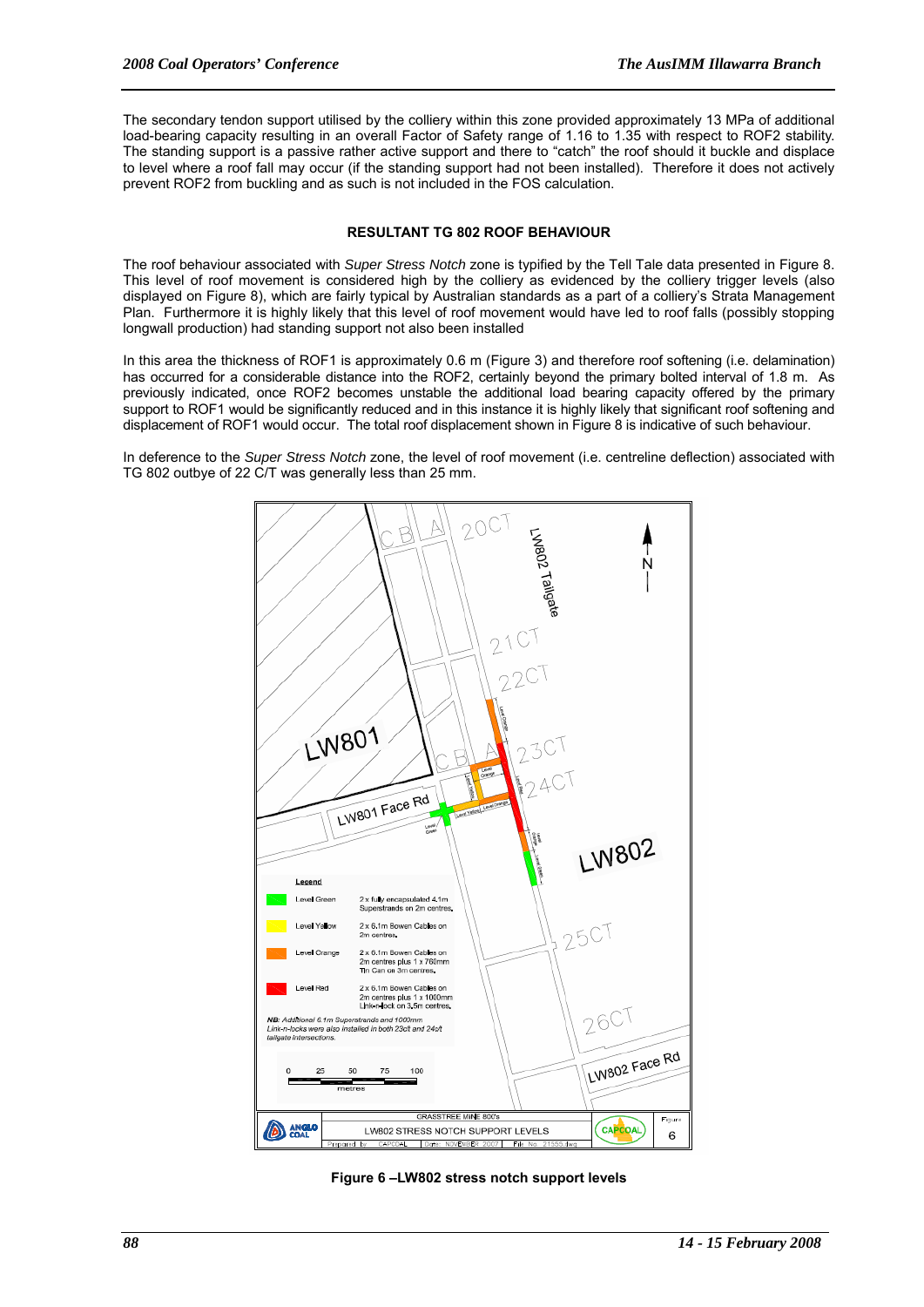The secondary tendon support utilised by the colliery within this zone provided approximately 13 MPa of additional load-bearing capacity resulting in an overall Factor of Safety range of 1.16 to 1.35 with respect to ROF2 stability. The standing support is a passive rather active support and there to "catch" the roof should it buckle and displace to level where a roof fall may occur (if the standing support had not been installed). Therefore it does not actively prevent ROF2 from buckling and as such is not included in the FOS calculation.

## RESULTANT TG 802 ROOF BEHAVIOUR

The roof behaviour associated with *Super Stress Notch* zone is typified by the Tell Tale data presented in Figure 8. This level of roof movement is considered high by the colliery as evidenced by the colliery trigger levels (also displayed on Figure 8), which are fairly typical by Australian standards as a part of a colliery's Strata Management Plan. Furthermore it is highly likely that this level of roof movement would have led to roof falls (possibly stopping longwall production) had standing support not also been installed

In this area the thickness of ROF1 is approximately 0.6 m (Figure 3) and therefore roof softening (i.e. delamination) has occurred for a considerable distance into the ROF2, certainly beyond the primary bolted interval of 1.8 m. As previously indicated, once ROF2 becomes unstable the additional load bearing capacity offered by the primary support to ROF1 would be significantly reduced and in this instance it is highly likely that significant roof softening and displacement of ROF1 would occur. The total roof displacement shown in Figure 8 is indicative of such behaviour.

In deference to the *Super Stress Notch* zone, the level of roof movement (i.e. centreline deflection) associated with TG 802 outbye of 22 C/T was generally less than 25 mm.

Figure 6 –LW802 stress notch support levels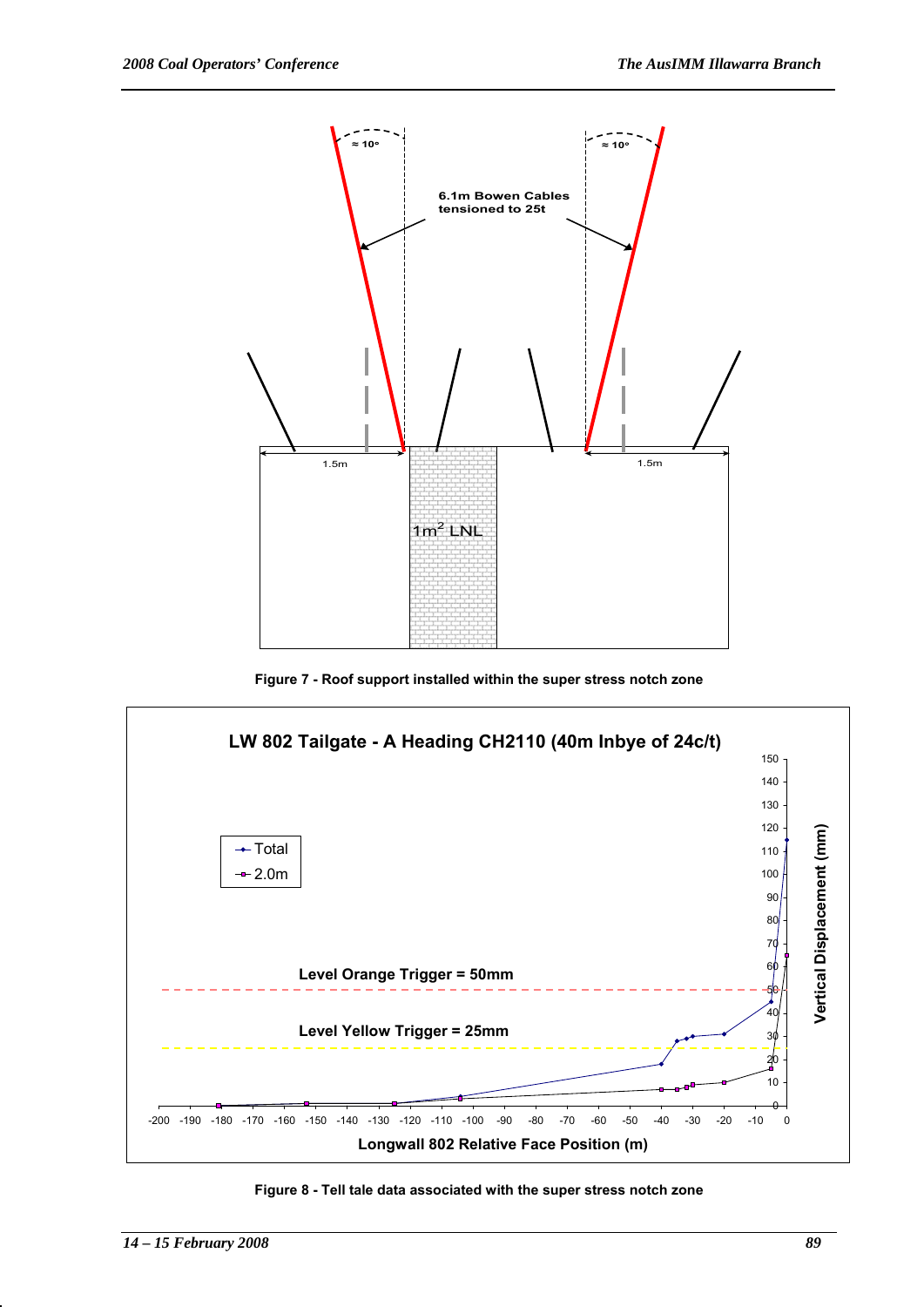Figure 7 - Roof support installed within the super stress notch zone

Figure 8 - Tell tale data associated with the super stress notch zone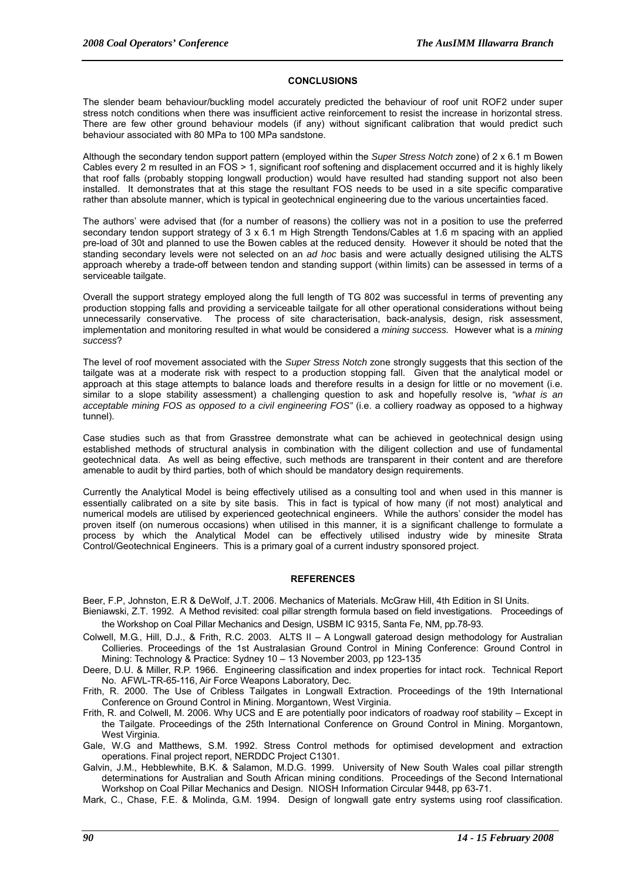## CONCLUSIONS

The slender beam behaviour/buckling model accurately predicted the behaviour of roof unit ROF2 under super stress notch conditions when there was insufficient active reinforcement to resist the increase in horizontal stress. There are few other ground behaviour models (if any) without significant calibration that would predict such behaviour associated with 80 MPa to 100 MPa sandstone.

Although the secondary tendon support pattern (employed within the *Super Stress Notch* zone) of 2 x 6.1 m Bowen Cables every 2 m resulted in an FOS > 1, significant roof softening and displacement occurred and it is highly likely that roof falls (probably stopping longwall production) would have resulted had standing support not also been installed. It demonstrates that at this stage the resultant FOS needs to be used in a site specific comparative rather than absolute manner, which is typical in geotechnical engineering due to the various uncertainties faced.

The authors' were advised that (for a number of reasons) the colliery was not in a position to use the preferred secondary tendon support strategy of 3 x 6.1 m High Strength Tendons/Cables at 1.6 m spacing with an applied pre-load of 30t and planned to use the Bowen cables at the reduced density. However it should be noted that the standing secondary levels were not selected on an *ad hoc* basis and were actually designed utilising the ALTS approach whereby a trade-off between tendon and standing support (within limits) can be assessed in terms of a serviceable tailgate.

Overall the support strategy employed along the full length of TG 802 was successful in terms of preventing any production stopping falls and providing a serviceable tailgate for all other operational considerations without being unnecessarily conservative. The process of site characterisation, back-analysis, design, risk assessment, implementation and monitoring resulted in what would be considered a *mining success.* However what is a *mining success*?

The level of roof movement associated with the *Super Stress Notch* zone strongly suggests that this section of the tailgate was at a moderate risk with respect to a production stopping fall. Given that the analytical model or approach at this stage attempts to balance loads and therefore results in a design for little or no movement (i.e. similar to a slope stability assessment) a challenging question to ask and hopefully resolve is, *"what is an acceptable mining FOS as opposed to a civil engineering FOS"* (i.e. a colliery roadway as opposed to a highway tunnel).

Case studies such as that from Grasstree demonstrate what can be achieved in geotechnical design using established methods of structural analysis in combination with the diligent collection and use of fundamental geotechnical data. As well as being effective, such methods are transparent in their content and are therefore amenable to audit by third parties, both of which should be mandatory design requirements.

Currently the Analytical Model is being effectively utilised as a consulting tool and when used in this manner is essentially calibrated on a site by site basis. This in fact is typical of how many (if not most) analytical and numerical models are utilised by experienced geotechnical engineers. While the authors' consider the model has proven itself (on numerous occasions) when utilised in this manner, it is a significant challenge to formulate a process by which the Analytical Model can be effectively utilised industry wide by minesite Strata Control/Geotechnical Engineers. This is a primary goal of a current industry sponsored project.

## REFERENCES

Beer, F.P, Johnston, E.R & DeWolf, J.T. 2006. Mechanics of Materials. McGraw Hill, 4th Edition in SI Units.

Bieniawski, Z.T. 1992. A Method revisited: coal pillar strength formula based on field investigations. Proceedings of the Workshop on Coal Pillar Mechanics and Design, USBM IC 9315, Santa Fe, NM, pp.78-93.

Colwell, M.G., Hill, D.J., & Frith, R.C. 2003. ALTS II – A Longwall gateroad design methodology for Australian Collieries. Proceedings of the 1st Australasian Ground Control in Mining Conference: Ground Control in Mining: Technology & Practice: Sydney 10 – 13 November 2003, pp 123-135

Deere, D.U. & Miller, R.P. 1966. Engineering classification and index properties for intact rock. Technical Report No. AFWL-TR-65-116, Air Force Weapons Laboratory, Dec.

Frith, R. 2000. The Use of Cribless Tailgates in Longwall Extraction. Proceedings of the 19th International Conference on Ground Control in Mining. Morgantown, West Virginia.

Frith, R. and Colwell, M. 2006. Why UCS and E are potentially poor indicators of roadway roof stability – Except in the Tailgate. Proceedings of the 25th International Conference on Ground Control in Mining. Morgantown, West Virginia.

Gale, W.G and Matthews, S.M. 1992. Stress Control methods for optimised development and extraction operations. Final project report, NERDDC Project C1301.

Galvin, J.M., Hebblewhite, B.K. & Salamon, M.D.G. 1999. University of New South Wales coal pillar strength determinations for Australian and South African mining conditions. Proceedings of the Second International Workshop on Coal Pillar Mechanics and Design. NIOSH Information Circular 9448, pp 63-71.

Mark, C., Chase, F.E. & Molinda, G.M. 1994. Design of longwall gate entry systems using roof classification.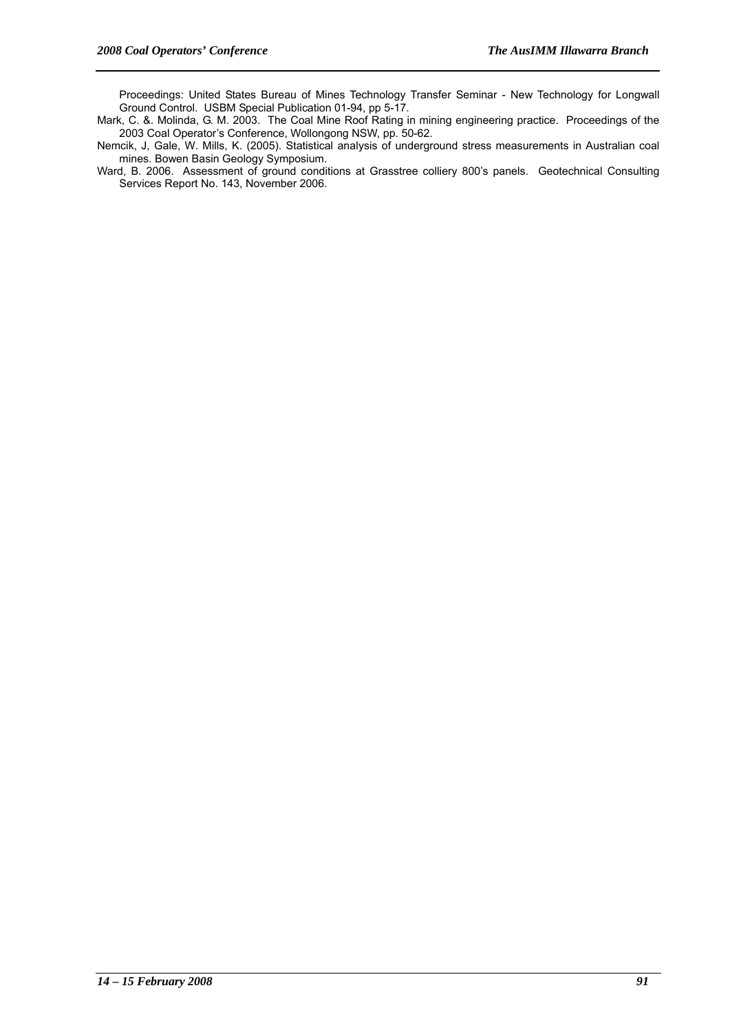Proceedings: United States Bureau of Mines Technology Transfer Seminar - New Technology for Longwall Ground Control. USBM Special Publication 01-94, pp 5-17.

Mark, C. &. Molinda, G. M. 2003. The Coal Mine Roof Rating in mining engineering practice. Proceedings of the 2003 Coal Operator's Conference, Wollongong NSW, pp. 50-62.

Nemcik, J, Gale, W. Mills, K. (2005). Statistical analysis of underground stress measurements in Australian coal mines. Bowen Basin Geology Symposium.

Ward, B. 2006. Assessment of ground conditions at Grasstree colliery 800's panels. Geotechnical Consulting Services Report No. 143, November 2006.